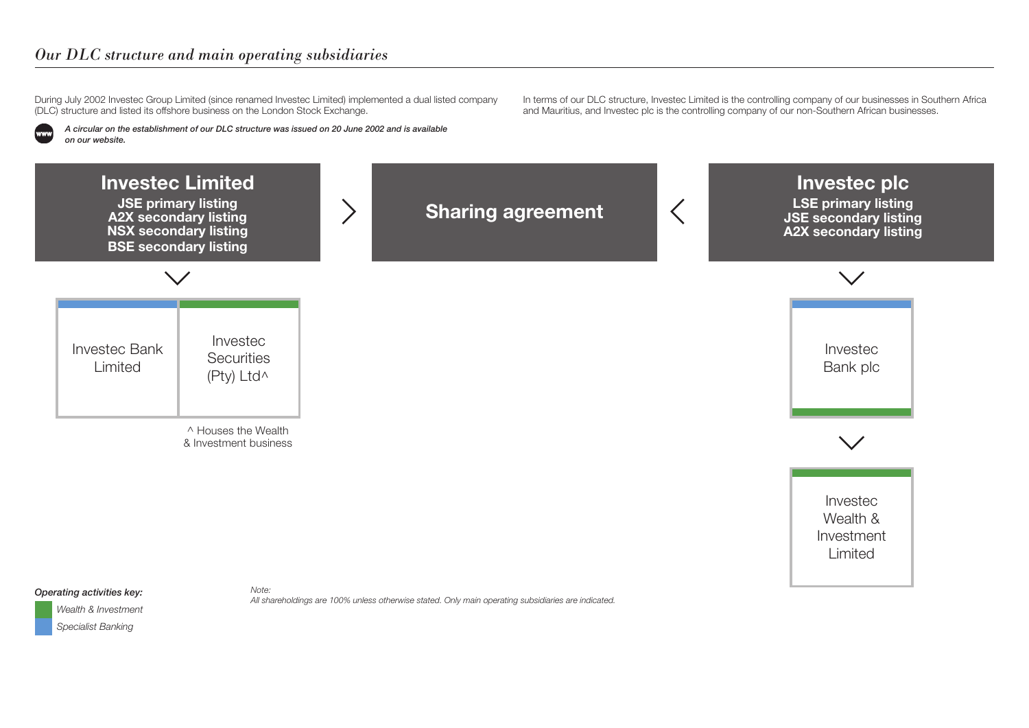# *Our DLC structure and main operating subsidiaries*

During July 2002 Investec Group Limited (since renamed Investec Limited) implemented a dual listed company (DLC) structure and listed its offshore business on the London Stock Exchange.

*A circular on the establishment of our DLC structure was issued on 20 June 2002 and is available on our website.*

In terms of our DLC structure, Investec Limited is the controlling company of our businesses in Southern Africa and Mauritius, and Investec plc is the controlling company of our non-Southern African businesses.

**Investec Limited**
**JSE primary listing**
**A2X secondary listing**
**NSX secondary listing**
**BSE secondary listing**

**Sharing agreement**

**Investec plc**
**LSE primary listing**
**JSE secondary listing**
**A2X secondary listing**

Investec Limited subsidiaries:

- Investec Bank Limited
- Investec Securities (Pty) Ltd^

^ Houses the Wealth & Investment business

Investec plc subsidiaries:

- Investec Bank plc
  - Investec Wealth & Investment Limited

*Operating activities key:*

- *Wealth & Investment*
- *Specialist Banking*

*Note:*
*All shareholdings are 100% unless otherwise stated. Only main operating subsidiaries are indicated.*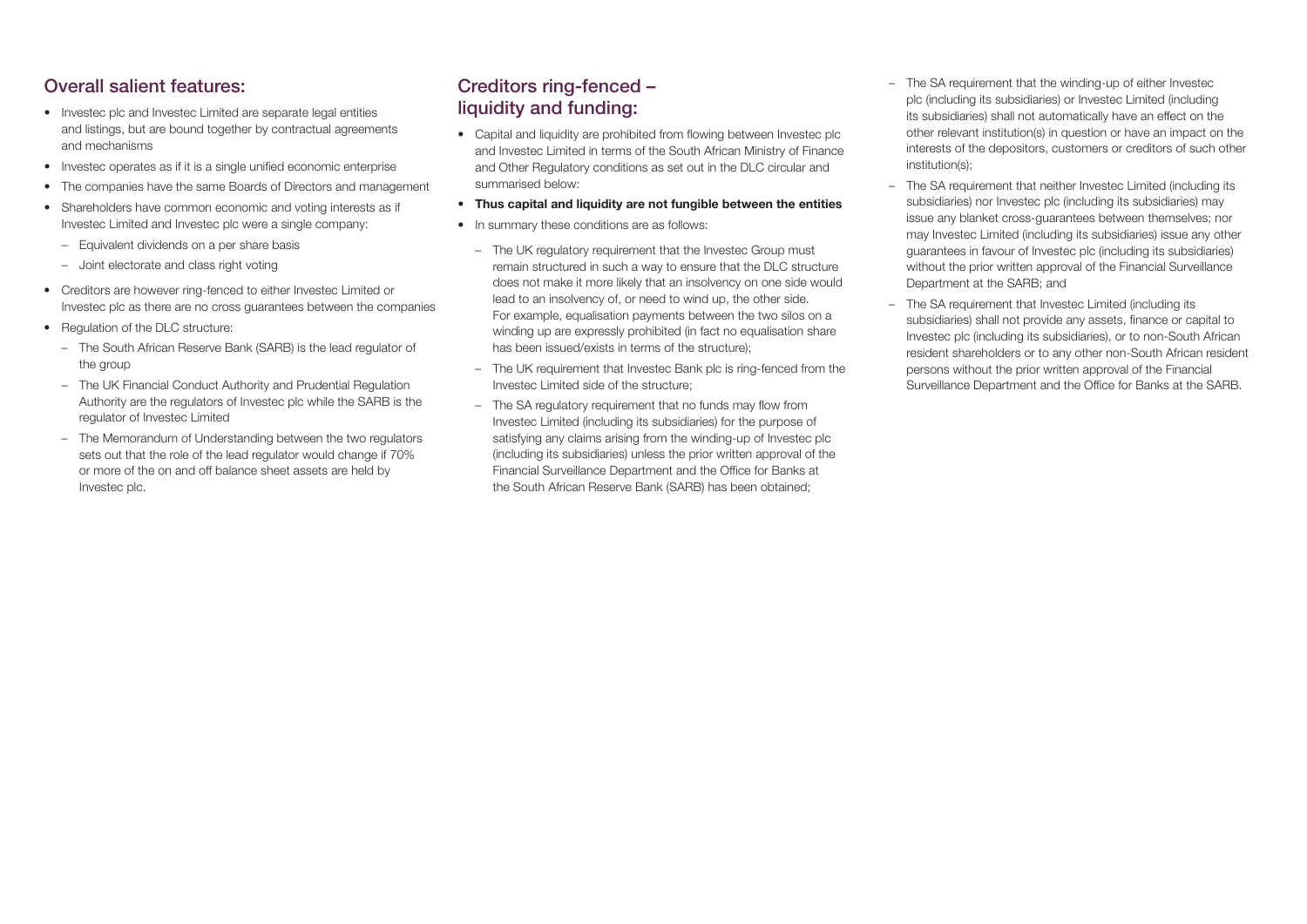## Overall salient features:

- Investec plc and Investec Limited are separate legal entities and listings, but are bound together by contractual agreements and mechanisms
- Investec operates as if it is a single unified economic enterprise
- The companies have the same Boards of Directors and management
- Shareholders have common economic and voting interests as if Investec Limited and Investec plc were a single company:
  - Equivalent dividends on a per share basis
  - Joint electorate and class right voting
- Creditors are however ring-fenced to either Investec Limited or Investec plc as there are no cross guarantees between the companies
- Regulation of the DLC structure:
  - The South African Reserve Bank (SARB) is the lead regulator of the group
  - The UK Financial Conduct Authority and Prudential Regulation Authority are the regulators of Investec plc while the SARB is the regulator of Investec Limited
  - The Memorandum of Understanding between the two regulators sets out that the role of the lead regulator would change if 70% or more of the on and off balance sheet assets are held by Investec plc.

## Creditors ring-fenced – liquidity and funding:

- Capital and liquidity are prohibited from flowing between Investec plc and Investec Limited in terms of the South African Ministry of Finance and Other Regulatory conditions as set out in the DLC circular and summarised below:
- **Thus capital and liquidity are not fungible between the entities**
- In summary these conditions are as follows:
  - The UK regulatory requirement that the Investec Group must remain structured in such a way to ensure that the DLC structure does not make it more likely that an insolvency on one side would lead to an insolvency of, or need to wind up, the other side. For example, equalisation payments between the two silos on a winding up are expressly prohibited (in fact no equalisation share has been issued/exists in terms of the structure);
  - The UK requirement that Investec Bank plc is ring-fenced from the Investec Limited side of the structure;
  - The SA regulatory requirement that no funds may flow from Investec Limited (including its subsidiaries) for the purpose of satisfying any claims arising from the winding-up of Investec plc (including its subsidiaries) unless the prior written approval of the Financial Surveillance Department and the Office for Banks at the South African Reserve Bank (SARB) has been obtained;
  - The SA requirement that the winding-up of either Investec plc (including its subsidiaries) or Investec Limited (including its subsidiaries) shall not automatically have an effect on the other relevant institution(s) in question or have an impact on the interests of the depositors, customers or creditors of such other institution(s);
  - The SA requirement that neither Investec Limited (including its subsidiaries) nor Investec plc (including its subsidiaries) may issue any blanket cross-guarantees between themselves; nor may Investec Limited (including its subsidiaries) issue any other guarantees in favour of Investec plc (including its subsidiaries) without the prior written approval of the Financial Surveillance Department at the SARB; and
  - The SA requirement that Investec Limited (including its subsidiaries) shall not provide any assets, finance or capital to Investec plc (including its subsidiaries), or to non-South African resident shareholders or to any other non-South African resident persons without the prior written approval of the Financial Surveillance Department and the Office for Banks at the SARB.